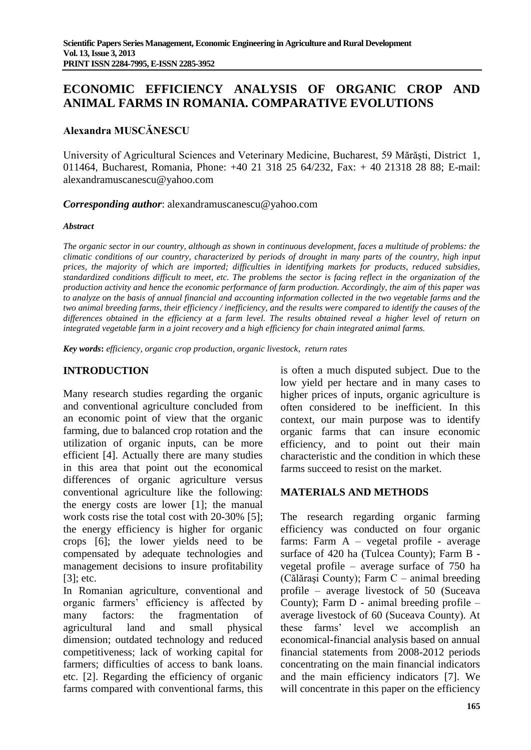# ECONOMIC EFFICIENCY ANALYSIS OF ORGANIC CROP AND ANIMAL FARMS IN ROMANIA. COMPARATIVE EVOLUTIONS

**Alexandra MUSCĂNESCU**

University of Agricultural Sciences and Veterinary Medicine, Bucharest, 59 Mărăşti, District 1, 011464, Bucharest, Romania, Phone: +40 21 318 25 64/232, Fax: + 40 21318 28 88; E-mail: alexandramuscanescu@yahoo.com

***Corresponding author***: alexandramuscanescu@yahoo.com

***Abstract***

*The organic sector in our country, although as shown in continuous development, faces a multitude of problems: the climatic conditions of our country, characterized by periods of drought in many parts of the country, high input prices, the majority of which are imported; difficulties in identifying markets for products, reduced subsidies, standardized conditions difficult to meet, etc. The problems the sector is facing reflect in the organization of the production activity and hence the economic performance of farm production. Accordingly, the aim of this paper was to analyze on the basis of annual financial and accounting information collected in the two vegetable farms and the two animal breeding farms, their efficiency / inefficiency, and the results were compared to identify the causes of the differences obtained in the efficiency at a farm level. The results obtained reveal a higher level of return on integrated vegetable farm in a joint recovery and a high efficiency for chain integrated animal farms.*

***Key words***: *efficiency, organic crop production, organic livestock, return rates*

## INTRODUCTION

Many research studies regarding the organic and conventional agriculture concluded from an economic point of view that the organic farming, due to balanced crop rotation and the utilization of organic inputs, can be more efficient [4]. Actually there are many studies in this area that point out the economical differences of organic agriculture versus conventional agriculture like the following: the energy costs are lower [1]; the manual work costs rise the total cost with 20-30% [5]; the energy efficiency is higher for organic crops [6]; the lower yields need to be compensated by adequate technologies and management decisions to insure profitability [3]; etc.

In Romanian agriculture, conventional and organic farmers' efficiency is affected by many factors: the fragmentation of agricultural land and small physical dimension; outdated technology and reduced competitiveness; lack of working capital for farmers; difficulties of access to bank loans. etc. [2]. Regarding the efficiency of organic farms compared with conventional farms, this is often a much disputed subject. Due to the low yield per hectare and in many cases to higher prices of inputs, organic agriculture is often considered to be inefficient. In this context, our main purpose was to identify organic farms that can insure economic efficiency, and to point out their main characteristic and the condition in which these farms succeed to resist on the market.

## MATERIALS AND METHODS

The research regarding organic farming efficiency was conducted on four organic farms: Farm A – vegetal profile - average surface of 420 ha (Tulcea County); Farm B - vegetal profile – average surface of 750 ha (Călăraşi County); Farm C – animal breeding profile – average livestock of 50 (Suceava County); Farm D - animal breeding profile – average livestock of 60 (Suceava County). At these farms' level we accomplish an economical-financial analysis based on annual financial statements from 2008-2012 periods concentrating on the main financial indicators and the main efficiency indicators [7]. We will concentrate in this paper on the efficiency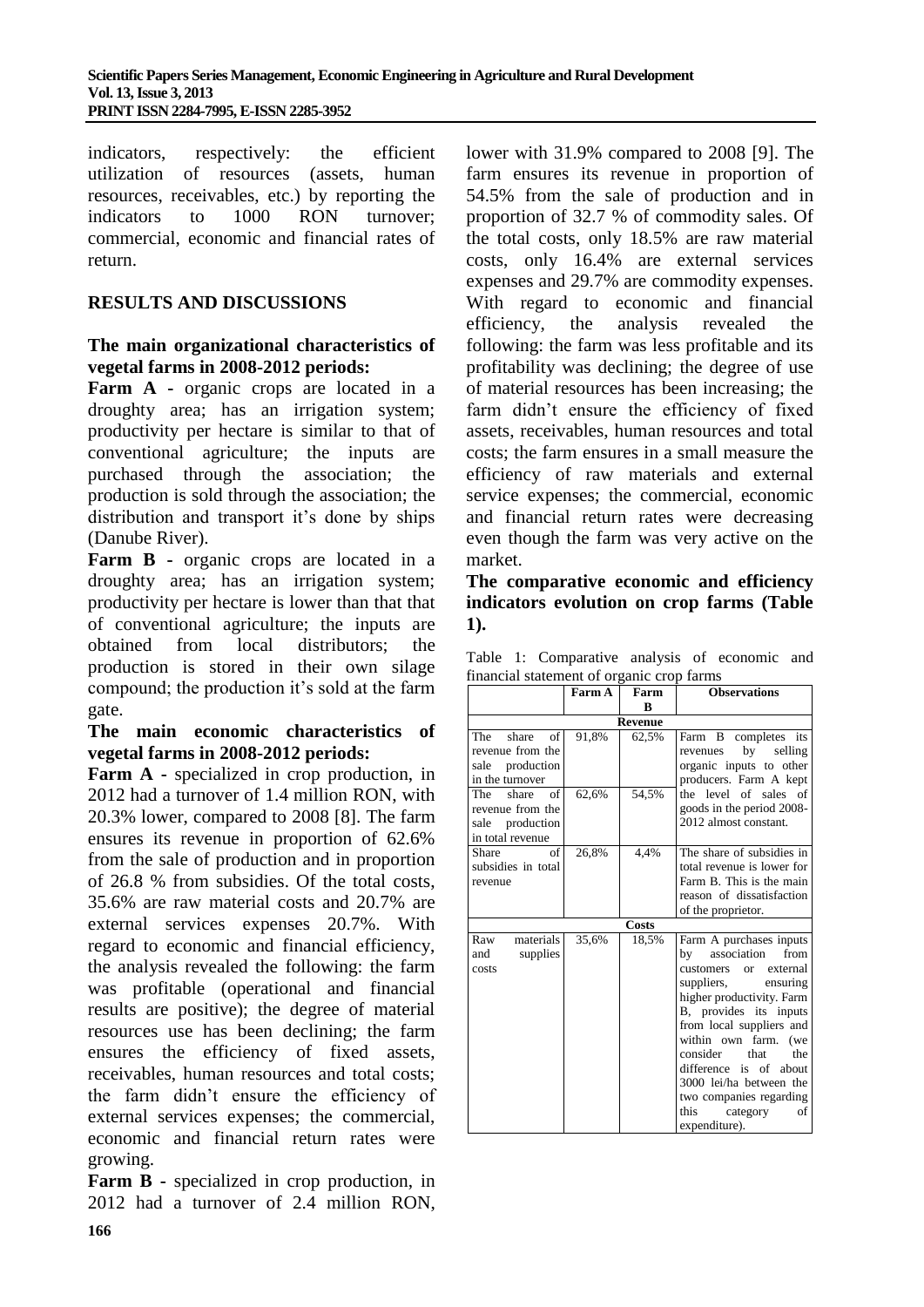indicators, respectively: the efficient utilization of resources (assets, human resources, receivables, etc.) by reporting the indicators to 1000 RON turnover; commercial, economic and financial rates of return.

## RESULTS AND DISCUSSIONS

### The main organizational characteristics of vegetal farms in 2008-2012 periods:

**Farm A** - organic crops are located in a droughty area; has an irrigation system; productivity per hectare is similar to that of conventional agriculture; the inputs are purchased through the association; the production is sold through the association; the distribution and transport it's done by ships (Danube River).

**Farm B** - organic crops are located in a droughty area; has an irrigation system; productivity per hectare is lower than that that of conventional agriculture; the inputs are obtained from local distributors; the production is stored in their own silage compound; the production it's sold at the farm gate.

### The main economic characteristics of vegetal farms in 2008-2012 periods:

**Farm A** - specialized in crop production, in 2012 had a turnover of 1.4 million RON, with 20.3% lower, compared to 2008 [8]. The farm ensures its revenue in proportion of 62.6% from the sale of production and in proportion of 26.8 % from subsidies. Of the total costs, 35.6% are raw material costs and 20.7% are external services expenses 20.7%. With regard to economic and financial efficiency, the analysis revealed the following: the farm was profitable (operational and financial results are positive); the degree of material resources use has been declining; the farm ensures the efficiency of fixed assets, receivables, human resources and total costs; the farm didn't ensure the efficiency of external services expenses; the commercial, economic and financial return rates were growing.

**Farm B** - specialized in crop production, in 2012 had a turnover of 2.4 million RON, lower with 31.9% compared to 2008 [9]. The farm ensures its revenue in proportion of 54.5% from the sale of production and in proportion of 32.7 % of commodity sales. Of the total costs, only 18.5% are raw material costs, only 16.4% are external services expenses and 29.7% are commodity expenses. With regard to economic and financial efficiency, the analysis revealed the following: the farm was less profitable and its profitability was declining; the degree of use of material resources has been increasing; the farm didn't ensure the efficiency of fixed assets, receivables, human resources and total costs; the farm ensures in a small measure the efficiency of raw materials and external service expenses; the commercial, economic and financial return rates were decreasing even though the farm was very active on the market.

### The comparative economic and efficiency indicators evolution on crop farms (Table 1).

Table 1: Comparative analysis of economic and financial statement of organic crop farms

| | Farm A | Farm B | Observations |
|---|---|---|---|
| **Revenue** | | | |
| The share of revenue from the sale production in the turnover | 91,8% | 62,5% | Farm B completes its revenues by selling organic inputs to other producers. Farm A kept the level of sales of goods in the period 2008-2012 almost constant. |
| The share of revenue from the sale production in total revenue | 62,6% | 54,5% | |
| Share of subsidies in total revenue | 26,8% | 4,4% | The share of subsidies in total revenue is lower for Farm B. This is the main reason of dissatisfaction of the proprietor. |
| **Costs** | | | |
| Raw materials and supplies costs | 35,6% | 18,5% | Farm A purchases inputs by association from customers or external suppliers, ensuring higher productivity. Farm B, provides its inputs from local suppliers and within own farm. (we consider that the difference is of about 3000 lei/ha between the two companies regarding this category of expenditure). |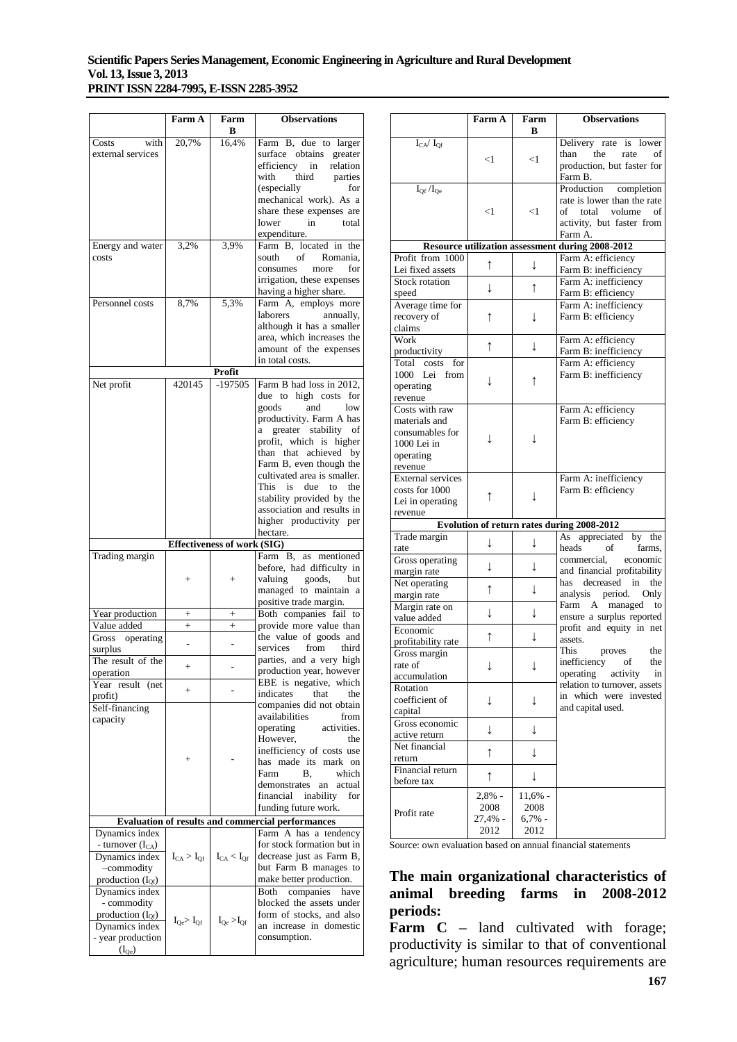| | Farm A | Farm B | Observations |
|---|---|---|---|
| Costs with external services | 20,7% | 16,4% | Farm B, due to larger surface obtains greater efficiency in relation with third parties (especially for mechanical work). As a share these expenses are lower in total expenditure. |
| Energy and water costs | 3,2% | 3,9% | Farm B, located in the south of Romania, consumes more for irrigation, these expenses having a higher share. |
| Personnel costs | 8,7% | 5,3% | Farm A, employs more laborers annually, although it has a smaller area, which increases the amount of the expenses in total costs. |
| **Profit** | | | |
| Net profit | 420145 | -197505 | Farm B had loss in 2012, due to high costs for goods and low productivity. Farm A has a greater stability of profit, which is higher than that achieved by Farm B, even though the cultivated area is smaller. This is due to the stability provided by the association and results in higher productivity per hectare. |
| **Effectiveness of work (SIG)** | | | |
| Trading margin | + | + | Farm B, as mentioned before, had difficulty in valuing goods, but managed to maintain a positive trade margin. |
| Year production | + | + | Both companies fail to provide more value than the value of goods and services from third parties, and a very high production year, however EBE is negative, which indicates that the companies did not obtain availabilities from operating activities. However, the inefficiency of costs use has made its mark on Farm B, which demonstrates an actual financial inability for funding future work. |
| Value added | + | + | |
| Gross operating surplus | - | - | |
| The result of the operation | + | - | |
| Year result (net profit) | + | - | |
| Self-financing capacity | + | - | |
| **Evaluation of results and commercial performances** | | | |
| Dynamics index - turnover ($I_{CA}$) | $I_{CA} > I_{Qf}$ | $I_{CA} < I_{Qf}$ | Farm A has a tendency for stock formation but in decrease just as Farm B, but Farm B manages to make better production. |
| Dynamics index –commodity production ($I_{Qf}$) | | | |
| Dynamics index - commodity production ($I_{Qf}$) | $I_{Qe} > I_{Qf}$ | $I_{Qe} > I_{Qf}$ | Both companies have blocked the assets under form of stocks, and also an increase in domestic consumption. |
| Dynamics index - year production ($I_{Qe}$) | | | |
| $I_{CA}/ I_{Qf}$ | <1 | <1 | Delivery rate is lower than the rate of production, but faster for Farm B. |
| $I_{Qf} / I_{Qe}$ | <1 | <1 | Production completion rate is lower than the rate of total volume of activity, but faster from Farm A. |
| **Resource utilization assessment during 2008-2012** | | | |
| Profit from 1000 Lei fixed assets | ↑ | ↓ | Farm A: efficiency<br>Farm B: inefficiency |
| Stock rotation speed | ↓ | ↑ | Farm A: inefficiency<br>Farm B: efficiency |
| Average time for recovery of claims | ↑ | ↓ | Farm A: inefficiency<br>Farm B: efficiency |
| Work productivity | ↑ | ↓ | Farm A: efficiency<br>Farm B: inefficiency |
| Total costs for 1000 Lei from operating revenue | ↓ | ↑ | Farm A: efficiency<br>Farm B: inefficiency |
| Costs with raw materials and consumables for 1000 Lei in operating revenue | ↓ | ↓ | Farm A: efficiency<br>Farm B: efficiency |
| External services costs for 1000 Lei in operating revenue | ↑ | ↓ | Farm A: inefficiency<br>Farm B: efficiency |
| **Evolution of return rates during 2008-2012** | | | |
| Trade margin rate | ↓ | ↓ | As appreciated by the heads of farms, commercial, economic and financial profitability has decreased in the analysis period. Only Farm A managed to ensure a surplus reported profit and equity in net assets. This proves the inefficiency of the operating activity in relation to turnover, assets in which were invested and capital used. |
| Gross operating margin rate | ↓ | ↓ | |
| Net operating margin rate | ↑ | ↓ | |
| Margin rate on value added | ↓ | ↓ | |
| Economic profitability rate | ↑ | ↓ | |
| Gross margin rate of accumulation | ↓ | ↓ | |
| Rotation coefficient of capital | ↓ | ↓ | |
| Gross economic active return | ↓ | ↓ | |
| Net financial return | ↑ | ↓ | |
| Financial return before tax | ↑ | ↓ | |
| Profit rate | 2,8% - 2008<br>27,4% - 2012 | 11,6% - 2008<br>6,7% - 2012 | |

Source: own evaluation based on annual financial statements

## The main organizational characteristics of animal breeding farms in 2008-2012 periods:

**Farm C –** land cultivated with forage; productivity is similar to that of conventional agriculture; human resources requirements are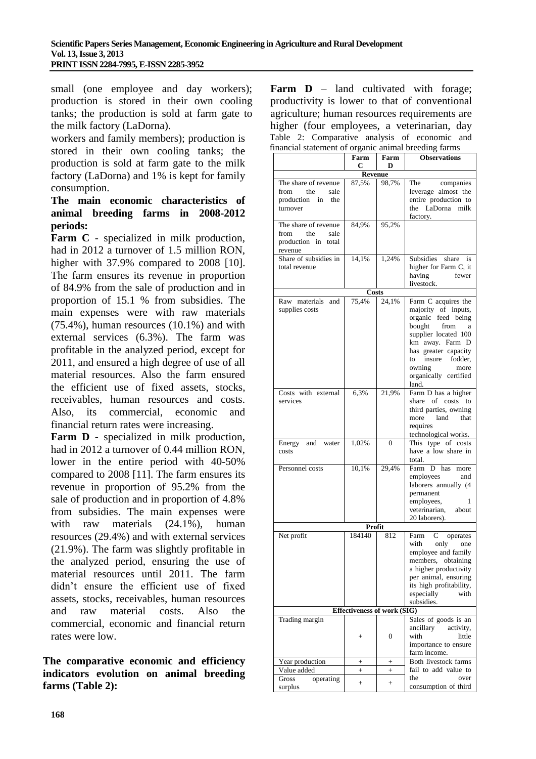small (one employee and day workers); production is stored in their own cooling tanks; the production is sold at farm gate to the milk factory (LaDorna).

workers and family members); production is stored in their own cooling tanks; the production is sold at farm gate to the milk factory (LaDorna) and 1% is kept for family consumption.

**The main economic characteristics of animal breeding farms in 2008-2012 periods:**

**Farm C** - specialized in milk production, had in 2012 a turnover of 1.5 million RON, higher with 37.9% compared to 2008 [10]. The farm ensures its revenue in proportion of 84.9% from the sale of production and in proportion of 15.1 % from subsidies. The main expenses were with raw materials (75.4%), human resources (10.1%) and with external services (6.3%). The farm was profitable in the analyzed period, except for 2011, and ensured a high degree of use of all material resources. Also the farm ensured the efficient use of fixed assets, stocks, receivables, human resources and costs. Also, its commercial, economic and financial return rates were increasing.

**Farm D** - specialized in milk production, had in 2012 a turnover of 0.44 million RON, lower in the entire period with 40-50% compared to 2008 [11]. The farm ensures its revenue in proportion of 95.2% from the sale of production and in proportion of 4.8% from subsidies. The main expenses were with raw materials (24.1%), human resources (29.4%) and with external services (21.9%). The farm was slightly profitable in the analyzed period, ensuring the use of material resources until 2011. The farm didn't ensure the efficient use of fixed assets, stocks, receivables, human resources and raw material costs. Also the commercial, economic and financial return rates were low.

**The comparative economic and efficiency indicators evolution on animal breeding farms (Table 2):**

**Farm D** – land cultivated with forage; productivity is lower to that of conventional agriculture; human resources requirements are higher (four employees, a veterinarian, day

Table 2: Comparative analysis of economic and financial statement of organic animal breeding farms

| | Farm C | Farm D | Observations |
|---|---|---|---|
| **Revenue** | | | |
| The share of revenue from the sale production in the turnover | 87,5% | 98,7% | The companies leverage almost the entire production to the LaDorna milk factory. |
| The share of revenue from the sale production in total revenue | 84,9% | 95,2% | |
| Share of subsidies in total revenue | 14,1% | 1,24% | Subsidies share is higher for Farm C, it having fewer livestock. |
| **Costs** | | | |
| Raw materials and supplies costs | 75,4% | 24,1% | Farm C acquires the majority of inputs, organic feed being bought from a supplier located 100 km away. Farm D has greater capacity to insure fodder, owning more organically certified land. |
| Costs with external services | 6,3% | 21,9% | Farm D has a higher share of costs to third parties, owning more land that requires technological works. |
| Energy and water costs | 1,02% | 0 | This type of costs have a low share in total. |
| Personnel costs | 10,1% | 29,4% | Farm D has more employees and laborers annually (4 permanent employees, 1 veterinarian, about 20 laborers). |
| **Profit** | | | |
| Net profit | 184140 | 812 | Farm C operates with only one employee and family members, obtaining a higher productivity per animal, ensuring its high profitability, especially with subsidies. |
| **Effectiveness of work (SIG)** | | | |
| Trading margin | + | 0 | Sales of goods is an ancillary activity, with little importance to ensure farm income. |
| Year production | + | + | Both livestock farms fail to add value to the over consumption of third |
| Value added | + | + | |
| Gross operating surplus | + | + | |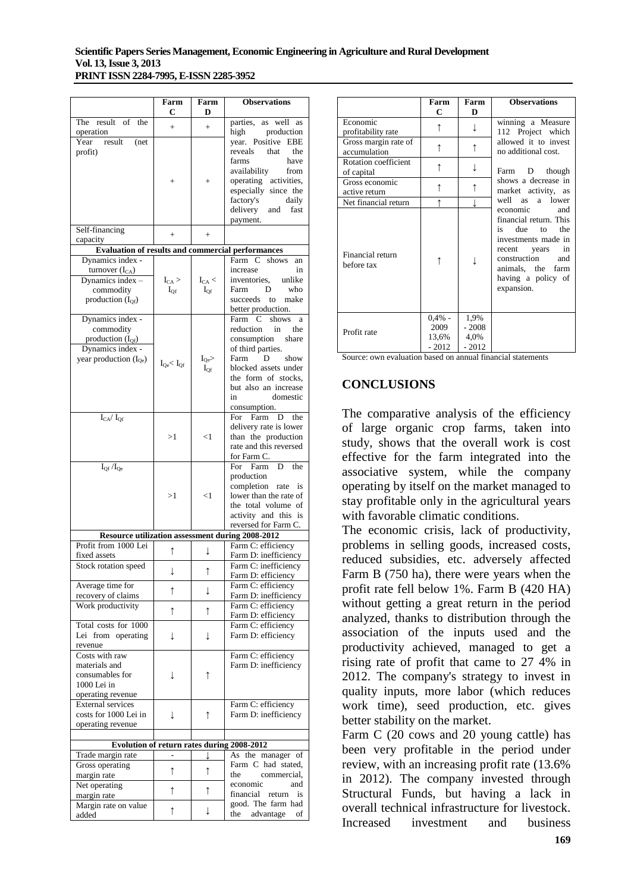|  | Farm C | Farm D | Observations |
|---|---|---|---|
| The result of the operation | + | + | parties, as well as high production year. Positive EBE reveals that the farms have availability from operating activities, especially since the factory's daily delivery and fast payment. |
| Year result (net profit) | + | + |  |
| Self-financing capacity | + | + |  |
| **Evaluation of results and commercial performances** | | | |
| Dynamics index - turnover ($I_{CA}$) | $I_{CA} > I_{Qf}$ | $I_{CA} < I_{Qf}$ | Farm C shows an increase in inventories, unlike Farm D who succeeds to make better production. |
| Dynamics index – commodity production ($I_{Qf}$) |  |  |  |
| Dynamics index - commodity production ($I_{Qf}$) | $I_{Qe} < I_{Qf}$ | $I_{Qe} > I_{Qf}$ | Farm C shows a reduction in the consumption share of third parties. Farm D show blocked assets under the form of stocks, but also an increase in domestic consumption. |
| Dynamics index - year production ($I_{Qe}$) |  |  |  |
| $I_{CA}/ I_{Qf}$ | >1 | <1 | For Farm D the delivery rate is lower than the production rate and this reversed for Farm C. |
| $I_{Qf} /I_{Qe}$ | >1 | <1 | For Farm D the production completion rate is lower than the rate of the total volume of activity and this is reversed for Farm C. |
| **Resource utilization assessment during 2008-2012** | | | |
| Profit from 1000 Lei fixed assets | ↑ | ↓ | Farm C: efficiency Farm D: inefficiency |
| Stock rotation speed | ↓ | ↑ | Farm C: inefficiency Farm D: efficiency |
| Average time for recovery of claims | ↑ | ↓ | Farm C: efficiency Farm D: inefficiency |
| Work productivity | ↑ | ↑ | Farm C: efficiency Farm D: efficiency |
| Total costs for 1000 Lei from operating revenue | ↓ | ↓ | Farm C: efficiency Farm D: efficiency |
| Costs with raw materials and consumables for 1000 Lei in operating revenue | ↓ | ↑ | Farm C: efficiency Farm D: inefficiency |
| External services costs for 1000 Lei in operating revenue | ↓ | ↑ | Farm C: efficiency Farm D: inefficiency |
|  |  |  |  |
| **Evolution of return rates during 2008-2012** | | | |
| Trade margin rate | - | ↓ | As the manager of Farm C had stated, the commercial, economic and financial return is good. The farm had the advantage of winning a Measure 112 Project which allowed it to invest no additional cost. Farm D though shows a decrease in market activity, as well as a lower economic and financial return. This is due to the investments made in recent years in construction and animals, the farm having a policy of expansion. |
| Gross operating margin rate | ↑ | ↑ |  |
| Net operating margin rate | ↑ | ↑ |  |
| Margin rate on value added | ↑ | ↓ |  |
| Economic profitability rate | ↑ | ↓ |  |
| Gross margin rate of accumulation | ↑ | ↑ |  |
| Rotation coefficient of capital | ↑ | ↓ |  |
| Gross economic active return | ↑ | ↑ |  |
| Net financial return | ↑ | ↓ |  |
| Financial return before tax | ↑ | ↓ |  |
| Profit rate | 0,4% - 2009 13,6% - 2012 | 1,9% - 2008 4,0% - 2012 |  |

Source: own evaluation based on annual financial statements

## CONCLUSIONS

The comparative analysis of the efficiency of large organic crop farms, taken into study, shows that the overall work is cost effective for the farm integrated into the associative system, while the company operating by itself on the market managed to stay profitable only in the agricultural years with favorable climatic conditions.

The economic crisis, lack of productivity, problems in selling goods, increased costs, reduced subsidies, etc. adversely affected Farm B (750 ha), there were years when the profit rate fell below 1%. Farm B (420 HA) without getting a great return in the period analyzed, thanks to distribution through the association of the inputs used and the productivity achieved, managed to get a rising rate of profit that came to 27 4% in 2012. The company's strategy to invest in quality inputs, more labor (which reduces work time), seed production, etc. gives better stability on the market.

Farm C (20 cows and 20 young cattle) has been very profitable in the period under review, with an increasing profit rate (13.6% in 2012). The company invested through Structural Funds, but having a lack in overall technical infrastructure for livestock. Increased investment and business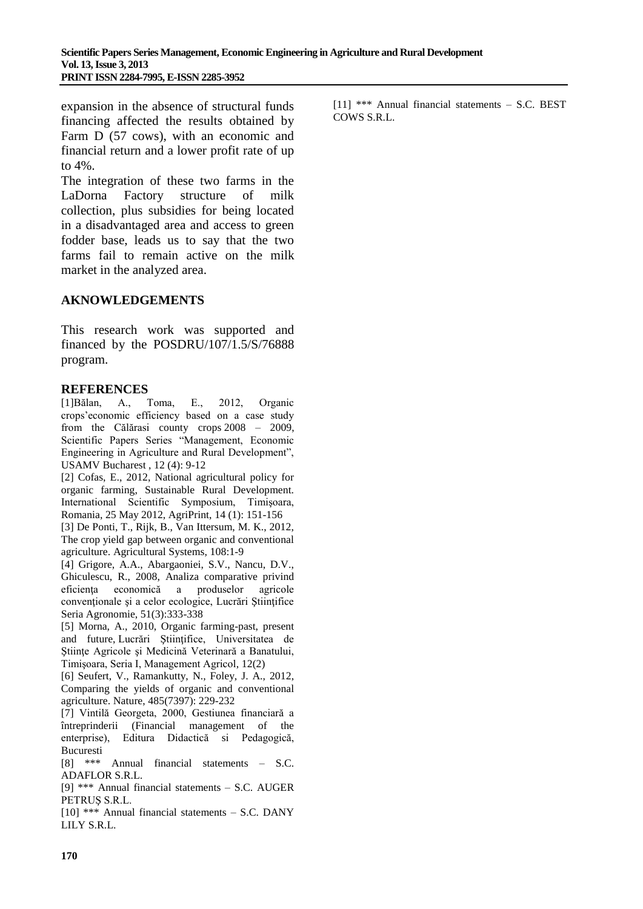expansion in the absence of structural funds financing affected the results obtained by Farm D (57 cows), with an economic and financial return and a lower profit rate of up to 4%.

The integration of these two farms in the LaDorna Factory structure of milk collection, plus subsidies for being located in a disadvantaged area and access to green fodder base, leads us to say that the two farms fail to remain active on the milk market in the analyzed area.

## AKNOWLEDGEMENTS

This research work was supported and financed by the POSDRU/107/1.5/S/76888 program.

## REFERENCES

[1]Bălan, A., Toma, E., 2012, Organic crops'economic efficiency based on a case study from the Călărasi county crops 2008 – 2009, Scientific Papers Series "Management, Economic Engineering in Agriculture and Rural Development", USAMV Bucharest , 12 (4): 9-12

[2] Cofas, E., 2012, National agricultural policy for organic farming, Sustainable Rural Development. International Scientific Symposium, Timişoara, Romania, 25 May 2012, AgriPrint, 14 (1): 151-156

[3] De Ponti, T., Rijk, B., Van Ittersum, M. K., 2012, The crop yield gap between organic and conventional agriculture. Agricultural Systems, 108:1-9

[4] Grigore, A.A., Abargaoniei, S.V., Nancu, D.V., Ghiculescu, R., 2008, Analiza comparative privind eficienţa economică a produselor agricole convenţionale şi a celor ecologice, Lucrări Ştiinţifice Seria Agronomie, 51(3):333-338

[5] Morna, A., 2010, Organic farming-past, present and future, Lucrări Ştiinţifice, Universitatea de Ştiinţe Agricole şi Medicină Veterinară a Banatului, Timişoara, Seria I, Management Agricol, 12(2)

[6] Seufert, V., Ramankutty, N., Foley, J. A., 2012, Comparing the yields of organic and conventional agriculture. Nature, 485(7397): 229-232

[7] Vintilă Georgeta, 2000, Gestiunea financiară a întreprinderii (Financial management of the enterprise), Editura Didactică si Pedagogică, Bucuresti

[8] *** Annual financial statements – S.C. ADAFLOR S.R.L.

[9] *** Annual financial statements – S.C. AUGER PETRUŞ S.R.L.

[10] *** Annual financial statements – S.C. DANY LILY S.R.L.

[11] *** Annual financial statements – S.C. BEST COWS S.R.L.